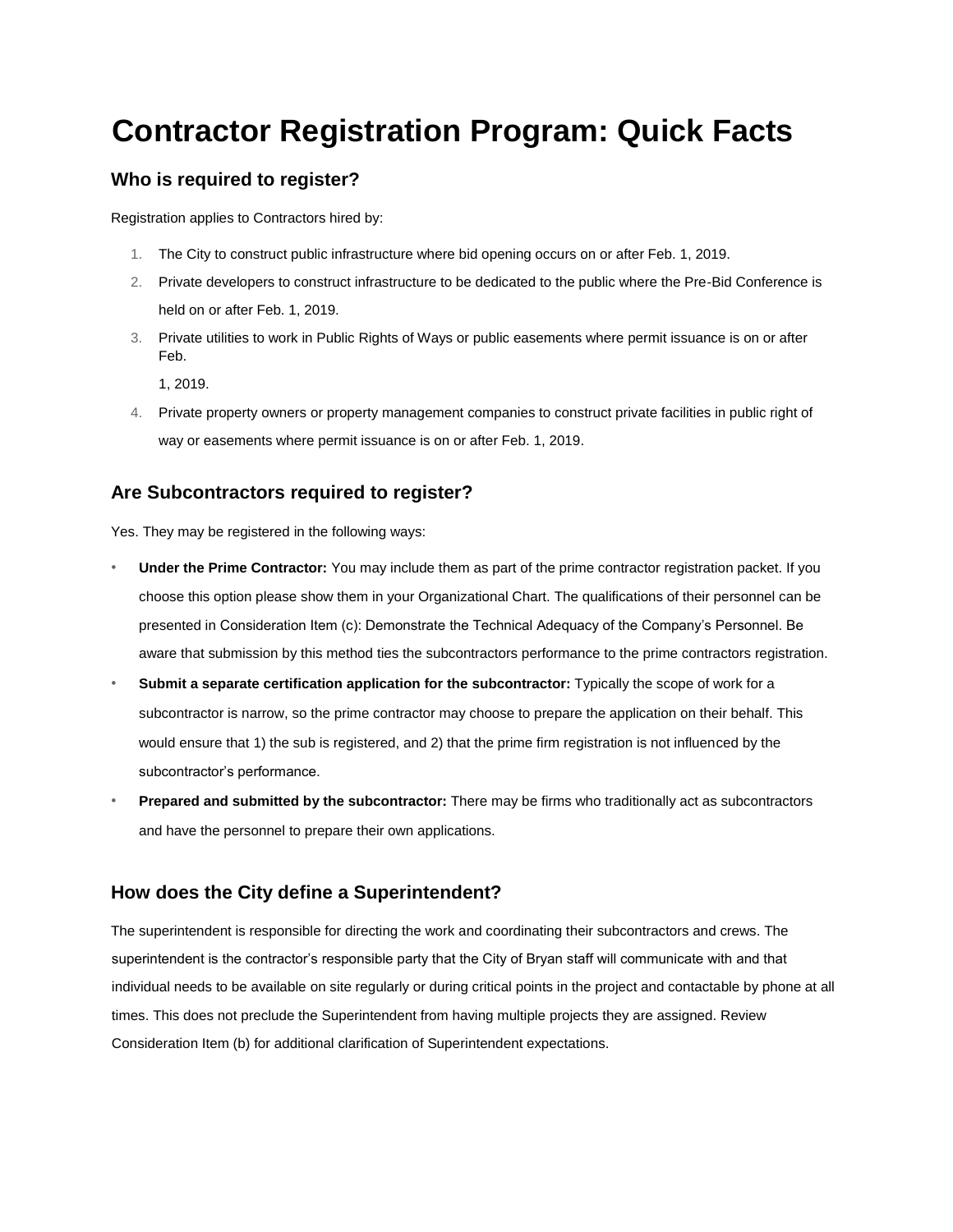# Contractor Registration Program: Quick Facts

## Who is required to register?

Registration applies to Contractors hired by:

1. The City to construct public infrastructure where bid opening occurs on or after Feb. 1, 2019.
2. Private developers to construct infrastructure to be dedicated to the public where the Pre-Bid Conference is held on or after Feb. 1, 2019.
3. Private utilities to work in Public Rights of Ways or public easements where permit issuance is on or after Feb. 1, 2019.
4. Private property owners or property management companies to construct private facilities in public right of way or easements where permit issuance is on or after Feb. 1, 2019.

## Are Subcontractors required to register?

Yes. They may be registered in the following ways:

- **Under the Prime Contractor:** You may include them as part of the prime contractor registration packet. If you choose this option please show them in your Organizational Chart. The qualifications of their personnel can be presented in Consideration Item (c): Demonstrate the Technical Adequacy of the Company's Personnel. Be aware that submission by this method ties the subcontractors performance to the prime contractors registration.
- **Submit a separate certification application for the subcontractor:** Typically the scope of work for a subcontractor is narrow, so the prime contractor may choose to prepare the application on their behalf. This would ensure that 1) the sub is registered, and 2) that the prime firm registration is not influenced by the subcontractor's performance.
- **Prepared and submitted by the subcontractor:** There may be firms who traditionally act as subcontractors and have the personnel to prepare their own applications.

## How does the City define a Superintendent?

The superintendent is responsible for directing the work and coordinating their subcontractors and crews. The superintendent is the contractor's responsible party that the City of Bryan staff will communicate with and that individual needs to be available on site regularly or during critical points in the project and contactable by phone at all times. This does not preclude the Superintendent from having multiple projects they are assigned. Review Consideration Item (b) for additional clarification of Superintendent expectations.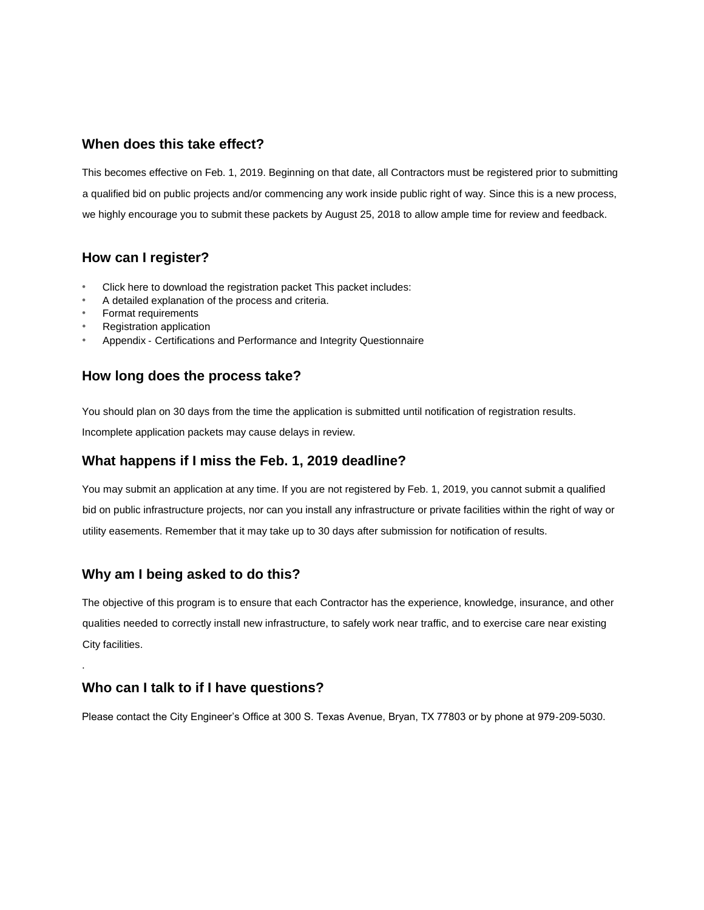## When does this take effect?

This becomes effective on Feb. 1, 2019. Beginning on that date, all Contractors must be registered prior to submitting a qualified bid on public projects and/or commencing any work inside public right of way. Since this is a new process, we highly encourage you to submit these packets by August 25, 2018 to allow ample time for review and feedback.

## How can I register?

- Click here to download the registration packet This packet includes:
- A detailed explanation of the process and criteria.
- Format requirements
- Registration application
- Appendix - Certifications and Performance and Integrity Questionnaire

## How long does the process take?

You should plan on 30 days from the time the application is submitted until notification of registration results. Incomplete application packets may cause delays in review.

## What happens if I miss the Feb. 1, 2019 deadline?

You may submit an application at any time. If you are not registered by Feb. 1, 2019, you cannot submit a qualified bid on public infrastructure projects, nor can you install any infrastructure or private facilities within the right of way or utility easements. Remember that it may take up to 30 days after submission for notification of results.

## Why am I being asked to do this?

The objective of this program is to ensure that each Contractor has the experience, knowledge, insurance, and other qualities needed to correctly install new infrastructure, to safely work near traffic, and to exercise care near existing City facilities.

.

## Who can I talk to if I have questions?

Please contact the City Engineer's Office at 300 S. Texas Avenue, Bryan, TX 77803 or by phone at 979-209-5030.